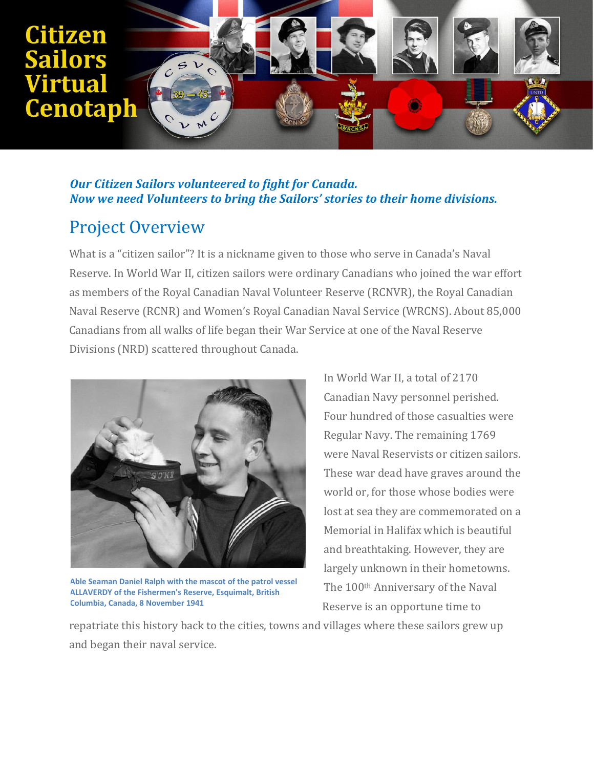# Citizen Sailors Virtual Cenotaph

***Our Citizen Sailors volunteered to fight for Canada.***
***Now we need Volunteers to bring the Sailors' stories to their home divisions.***

## Project Overview

What is a "citizen sailor"? It is a nickname given to those who serve in Canada's Naval Reserve. In World War II, citizen sailors were ordinary Canadians who joined the war effort as members of the Royal Canadian Naval Volunteer Reserve (RCNVR), the Royal Canadian Naval Reserve (RCNR) and Women's Royal Canadian Naval Service (WRCNS). About 85,000 Canadians from all walks of life began their War Service at one of the Naval Reserve Divisions (NRD) scattered throughout Canada.

Able Seaman Daniel Ralph with the mascot of the patrol vessel ALLAVERDY of the Fishermen's Reserve, Esquimalt, British Columbia, Canada, 8 November 1941

In World War II, a total of 2170 Canadian Navy personnel perished. Four hundred of those casualties were Regular Navy. The remaining 1769 were Naval Reservists or citizen sailors. These war dead have graves around the world or, for those whose bodies were lost at sea they are commemorated on a Memorial in Halifax which is beautiful and breathtaking. However, they are largely unknown in their hometowns. The 100th Anniversary of the Naval Reserve is an opportune time to repatriate this history back to the cities, towns and villages where these sailors grew up and began their naval service.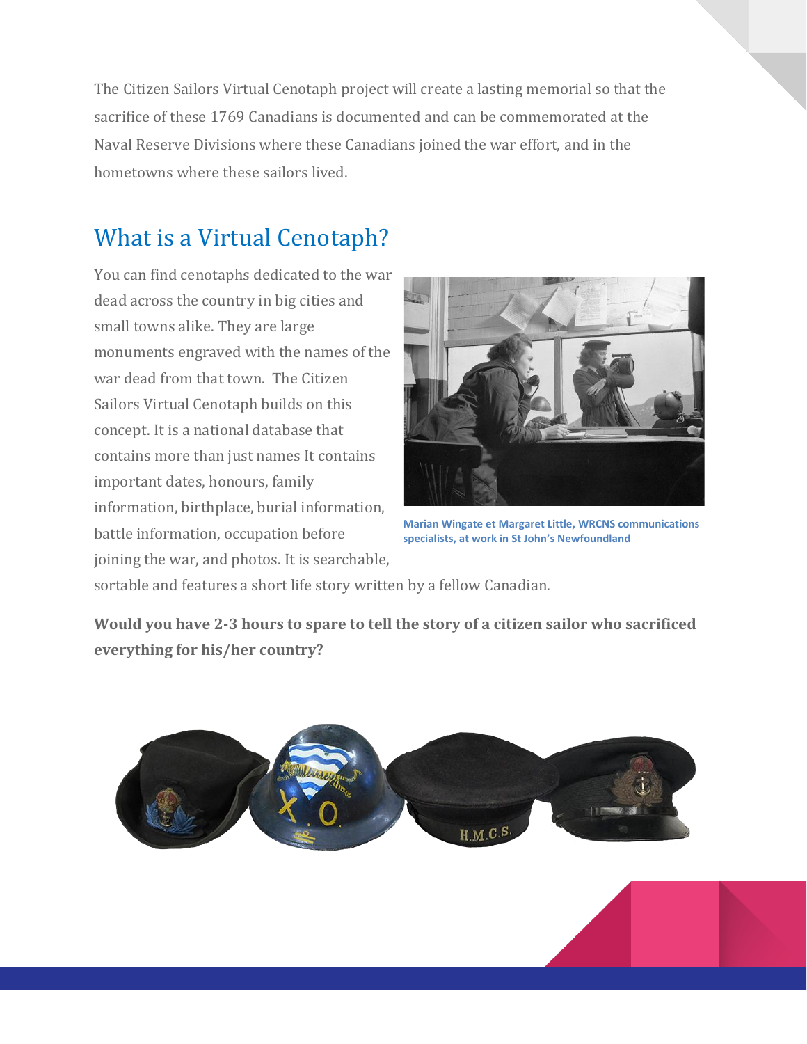The Citizen Sailors Virtual Cenotaph project will create a lasting memorial so that the sacrifice of these 1769 Canadians is documented and can be commemorated at the Naval Reserve Divisions where these Canadians joined the war effort, and in the hometowns where these sailors lived.

## What is a Virtual Cenotaph?

You can find cenotaphs dedicated to the war dead across the country in big cities and small towns alike. They are large monuments engraved with the names of the war dead from that town. The Citizen Sailors Virtual Cenotaph builds on this concept. It is a national database that contains more than just names It contains important dates, honours, family information, birthplace, burial information, battle information, occupation before joining the war, and photos. It is searchable, sortable and features a short life story written by a fellow Canadian.

Marian Wingate et Margaret Little, WRCNS communications specialists, at work in St John's Newfoundland

**Would you have 2-3 hours to spare to tell the story of a citizen sailor who sacrificed everything for his/her country?**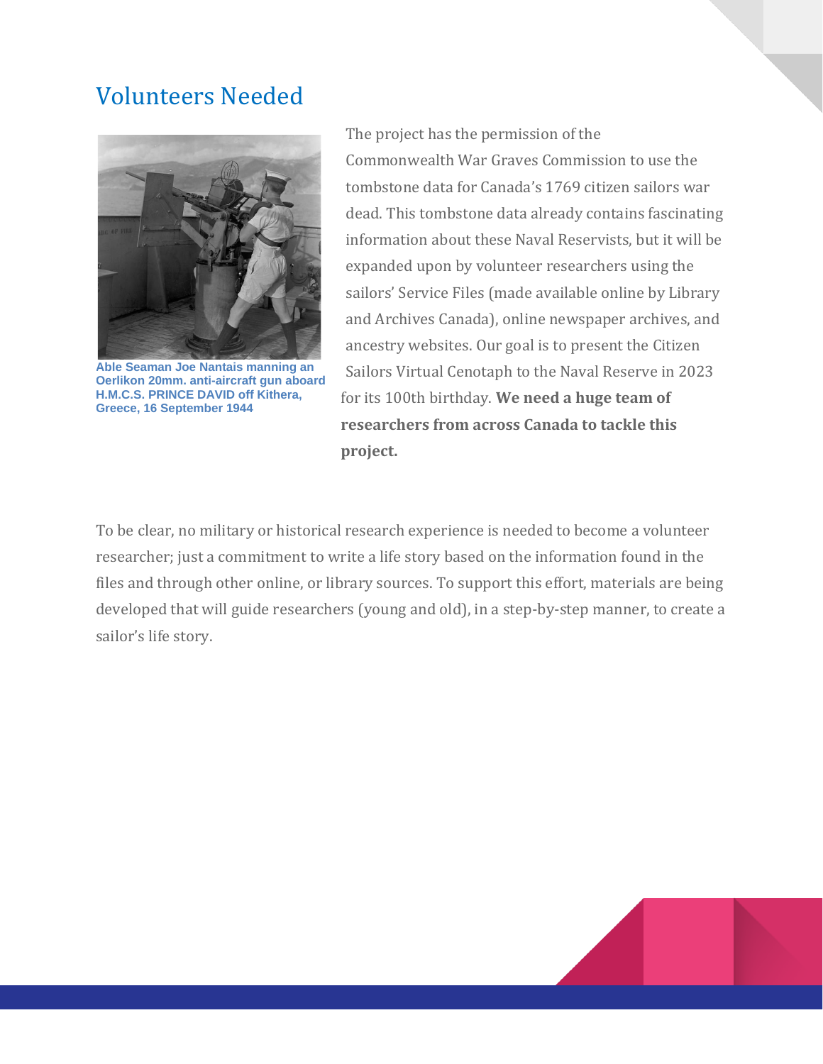## Volunteers Needed

Able Seaman Joe Nantais manning an Oerlikon 20mm. anti-aircraft gun aboard H.M.C.S. PRINCE DAVID off Kithera, Greece, 16 September 1944

The project has the permission of the Commonwealth War Graves Commission to use the tombstone data for Canada's 1769 citizen sailors war dead. This tombstone data already contains fascinating information about these Naval Reservists, but it will be expanded upon by volunteer researchers using the sailors' Service Files (made available online by Library and Archives Canada), online newspaper archives, and ancestry websites. Our goal is to present the Citizen Sailors Virtual Cenotaph to the Naval Reserve in 2023 for its 100th birthday. **We need a huge team of researchers from across Canada to tackle this project.**

To be clear, no military or historical research experience is needed to become a volunteer researcher; just a commitment to write a life story based on the information found in the files and through other online, or library sources. To support this effort, materials are being developed that will guide researchers (young and old), in a step-by-step manner, to create a sailor's life story.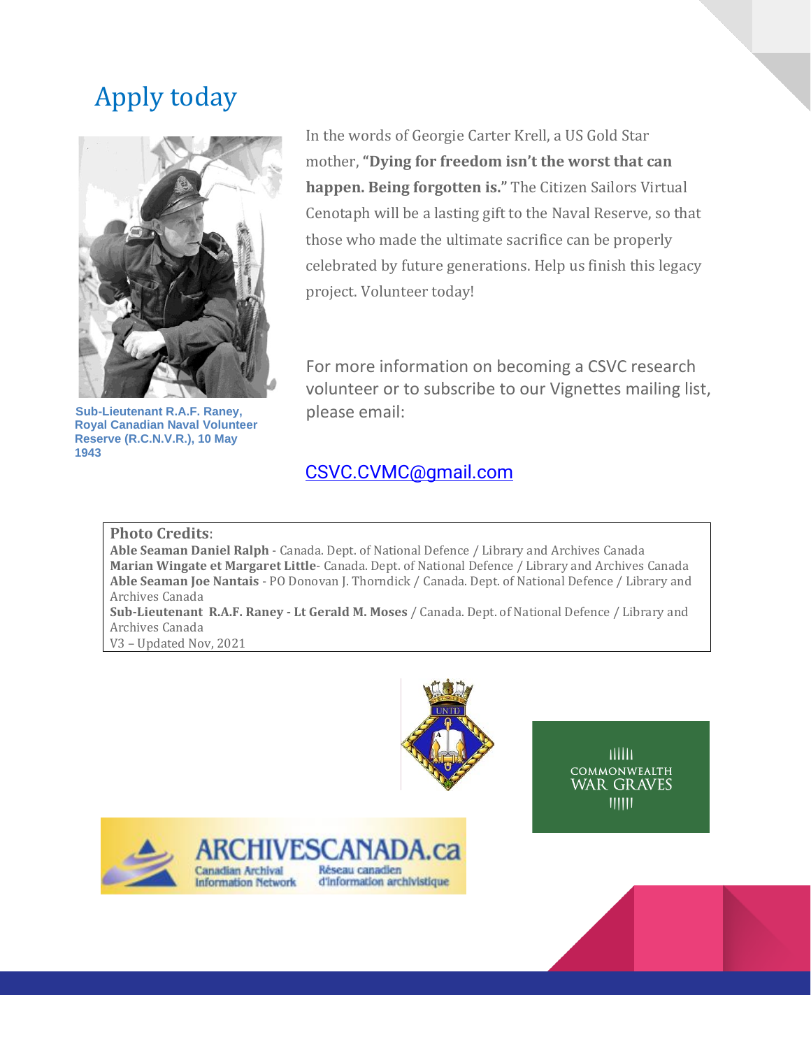# Apply today

Sub-Lieutenant R.A.F. Raney, Royal Canadian Naval Volunteer Reserve (R.C.N.V.R.), 10 May 1943

In the words of Georgie Carter Krell, a US Gold Star mother, **"Dying for freedom isn't the worst that can happen. Being forgotten is."** The Citizen Sailors Virtual Cenotaph will be a lasting gift to the Naval Reserve, so that those who made the ultimate sacrifice can be properly celebrated by future generations. Help us finish this legacy project. Volunteer today!

For more information on becoming a CSVC research volunteer or to subscribe to our Vignettes mailing list, please email:

CSVC.CVMC@gmail.com

**Photo Credits**:
**Able Seaman Daniel Ralph** - Canada. Dept. of National Defence / Library and Archives Canada
**Marian Wingate et Margaret Little**- Canada. Dept. of National Defence / Library and Archives Canada
**Able Seaman Joe Nantais** - PO Donovan J. Thorndick / Canada. Dept. of National Defence / Library and Archives Canada
**Sub-Lieutenant R.A.F. Raney - Lt Gerald M. Moses** / Canada. Dept. of National Defence / Library and Archives Canada
V3 – Updated Nov, 2021

UNTD

COMMONWEALTH WAR GRAVES

ARCHIVESCANADA.ca
Canadian Archival Information Network
Réseau canadien d'information archivistique